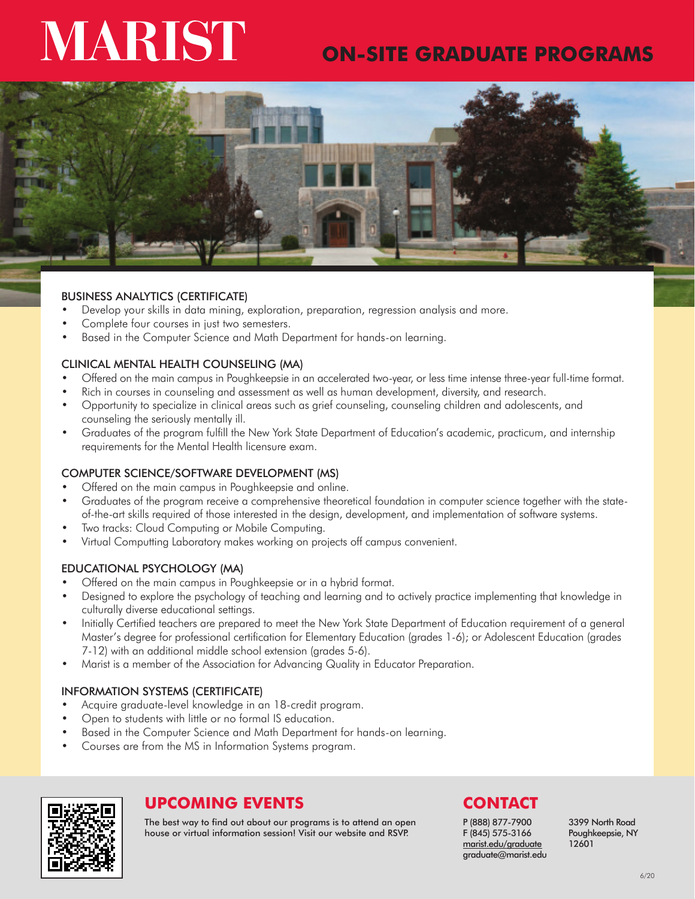# MARIST

## ON-SITE GRADUATE PROGRAMS

### BUSINESS ANALYTICS (CERTIFICATE)

- Develop your skills in data mining, exploration, preparation, regression analysis and more.
- Complete four courses in just two semesters.
- Based in the Computer Science and Math Department for hands-on learning.

### CLINICAL MENTAL HEALTH COUNSELING (MA)

- Offered on the main campus in Poughkeepsie in an accelerated two-year, or less time intense three-year full-time format.
- Rich in courses in counseling and assessment as well as human development, diversity, and research.
- Opportunity to specialize in clinical areas such as grief counseling, counseling children and adolescents, and counseling the seriously mentally ill.
- Graduates of the program fulfill the New York State Department of Education's academic, practicum, and internship requirements for the Mental Health licensure exam.

### COMPUTER SCIENCE/SOFTWARE DEVELOPMENT (MS)

- Offered on the main campus in Poughkeepsie and online.
- Graduates of the program receive a comprehensive theoretical foundation in computer science together with the state-of-the-art skills required of those interested in the design, development, and implementation of software systems.
- Two tracks: Cloud Computing or Mobile Computing.
- Virtual Computting Laboratory makes working on projects off campus convenient.

### EDUCATIONAL PSYCHOLOGY (MA)

- Offered on the main campus in Poughkeepsie or in a hybrid format.
- Designed to explore the psychology of teaching and learning and to actively practice implementing that knowledge in culturally diverse educational settings.
- Initially Certified teachers are prepared to meet the New York State Department of Education requirement of a general Master's degree for professional certification for Elementary Education (grades 1-6); or Adolescent Education (grades 7-12) with an additional middle school extension (grades 5-6).
- Marist is a member of the Association for Advancing Quality in Educator Preparation.

### INFORMATION SYSTEMS (CERTIFICATE)

- Acquire graduate-level knowledge in an 18-credit program.
- Open to students with little or no formal IS education.
- Based in the Computer Science and Math Department for hands-on learning.
- Courses are from the MS in Information Systems program.

## UPCOMING EVENTS

The best way to find out about our programs is to attend an open house or virtual information session! Visit our website and RSVP.

## CONTACT

P (888) 877-7900
F (845) 575-3166
marist.edu/graduate
graduate@marist.edu

3399 North Road
Poughkeepsie, NY
12601

6/20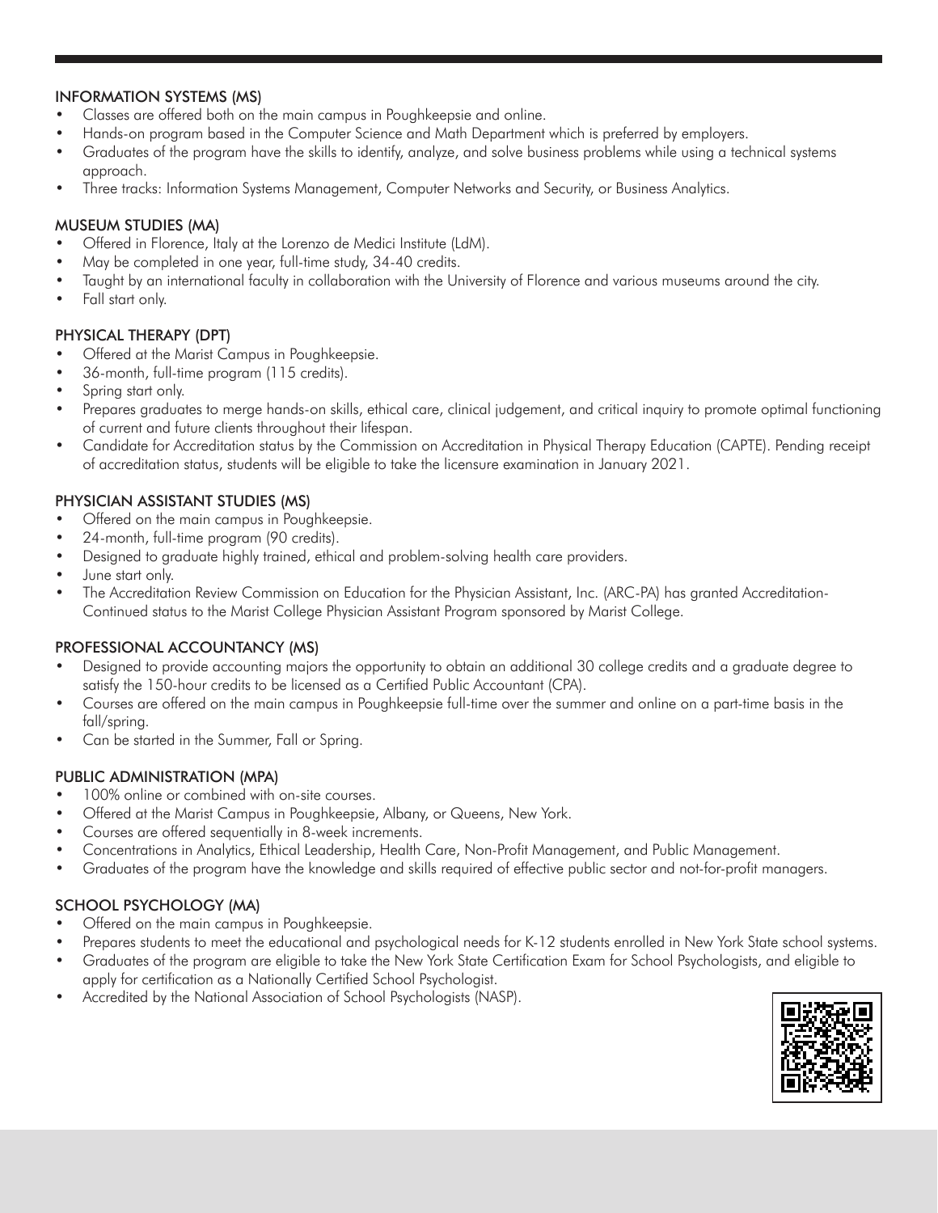### INFORMATION SYSTEMS (MS)

- Classes are offered both on the main campus in Poughkeepsie and online.
- Hands-on program based in the Computer Science and Math Department which is preferred by employers.
- Graduates of the program have the skills to identify, analyze, and solve business problems while using a technical systems approach.
- Three tracks: Information Systems Management, Computer Networks and Security, or Business Analytics.

### MUSEUM STUDIES (MA)

- Offered in Florence, Italy at the Lorenzo de Medici Institute (LdM).
- May be completed in one year, full-time study, 34-40 credits.
- Taught by an international faculty in collaboration with the University of Florence and various museums around the city.
- Fall start only.

### PHYSICAL THERAPY (DPT)

- Offered at the Marist Campus in Poughkeepsie.
- 36-month, full-time program (115 credits).
- Spring start only.
- Prepares graduates to merge hands-on skills, ethical care, clinical judgement, and critical inquiry to promote optimal functioning of current and future clients throughout their lifespan.
- Candidate for Accreditation status by the Commission on Accreditation in Physical Therapy Education (CAPTE). Pending receipt of accreditation status, students will be eligible to take the licensure examination in January 2021.

### PHYSICIAN ASSISTANT STUDIES (MS)

- Offered on the main campus in Poughkeepsie.
- 24-month, full-time program (90 credits).
- Designed to graduate highly trained, ethical and problem-solving health care providers.
- June start only.
- The Accreditation Review Commission on Education for the Physician Assistant, Inc. (ARC-PA) has granted Accreditation-Continued status to the Marist College Physician Assistant Program sponsored by Marist College.

### PROFESSIONAL ACCOUNTANCY (MS)

- Designed to provide accounting majors the opportunity to obtain an additional 30 college credits and a graduate degree to satisfy the 150-hour credits to be licensed as a Certified Public Accountant (CPA).
- Courses are offered on the main campus in Poughkeepsie full-time over the summer and online on a part-time basis in the fall/spring.
- Can be started in the Summer, Fall or Spring.

### PUBLIC ADMINISTRATION (MPA)

- 100% online or combined with on-site courses.
- Offered at the Marist Campus in Poughkeepsie, Albany, or Queens, New York.
- Courses are offered sequentially in 8-week increments.
- Concentrations in Analytics, Ethical Leadership, Health Care, Non-Profit Management, and Public Management.
- Graduates of the program have the knowledge and skills required of effective public sector and not-for-profit managers.

### SCHOOL PSYCHOLOGY (MA)

- Offered on the main campus in Poughkeepsie.
- Prepares students to meet the educational and psychological needs for K-12 students enrolled in New York State school systems.
- Graduates of the program are eligible to take the New York State Certification Exam for School Psychologists, and eligible to apply for certification as a Nationally Certified School Psychologist.
- Accredited by the National Association of School Psychologists (NASP).